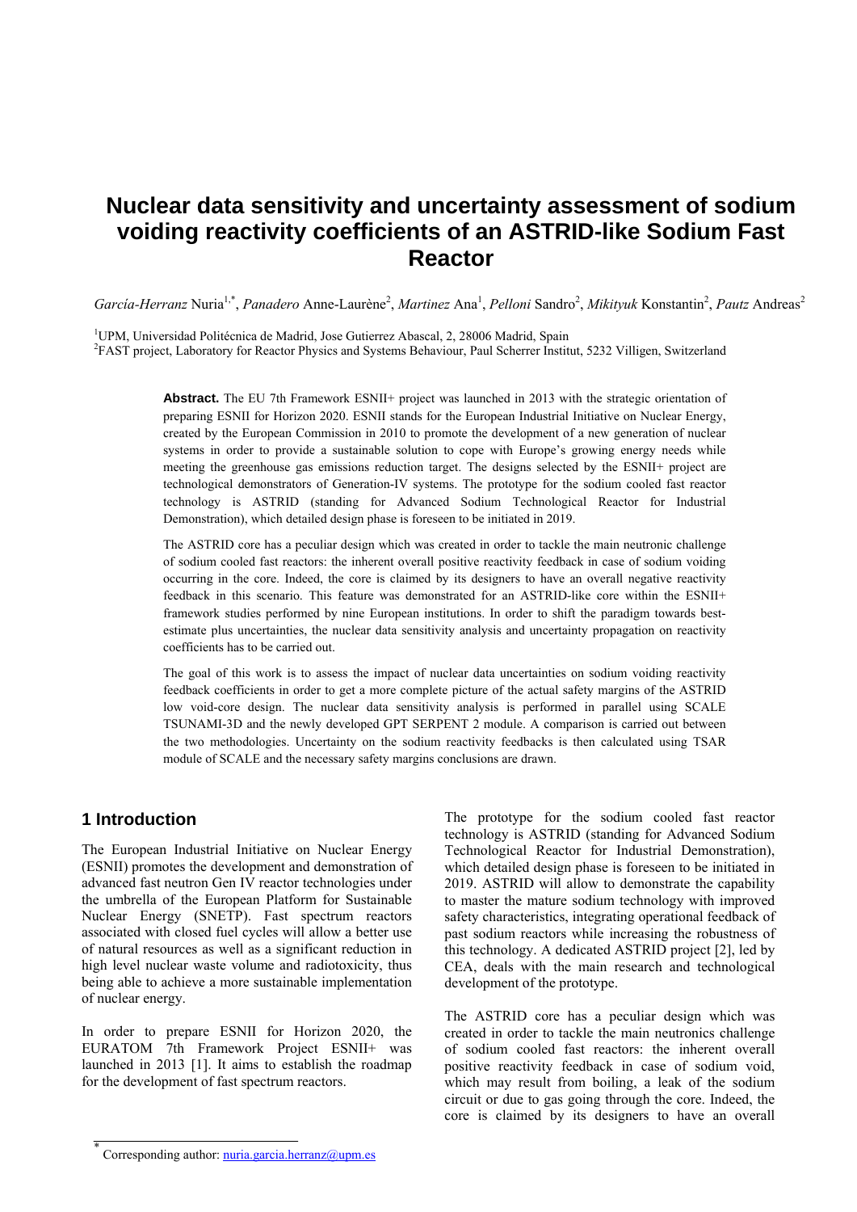# Nuclear data sensitivity and uncertainty assessment of sodium voiding reactivity coefficients of an ASTRID-like Sodium Fast Reactor

*García-Herranz* Nuria[1,*], *Panadero* Anne-Laurène[2], *Martinez* Ana[1], *Pelloni* Sandro[2], *Mikityuk* Konstantin[2], *Pautz* Andreas[2]

[1]UPM, Universidad Politécnica de Madrid, Jose Gutierrez Abascal, 2, 28006 Madrid, Spain

[2]FAST project, Laboratory for Reactor Physics and Systems Behaviour, Paul Scherrer Institut, 5232 Villigen, Switzerland

**Abstract.** The EU 7th Framework ESNII+ project was launched in 2013 with the strategic orientation of preparing ESNII for Horizon 2020. ESNII stands for the European Industrial Initiative on Nuclear Energy, created by the European Commission in 2010 to promote the development of a new generation of nuclear systems in order to provide a sustainable solution to cope with Europe's growing energy needs while meeting the greenhouse gas emissions reduction target. The designs selected by the ESNII+ project are technological demonstrators of Generation-IV systems. The prototype for the sodium cooled fast reactor technology is ASTRID (standing for Advanced Sodium Technological Reactor for Industrial Demonstration), which detailed design phase is foreseen to be initiated in 2019.

The ASTRID core has a peculiar design which was created in order to tackle the main neutronic challenge of sodium cooled fast reactors: the inherent overall positive reactivity feedback in case of sodium voiding occurring in the core. Indeed, the core is claimed by its designers to have an overall negative reactivity feedback in this scenario. This feature was demonstrated for an ASTRID-like core within the ESNII+ framework studies performed by nine European institutions. In order to shift the paradigm towards best-estimate plus uncertainties, the nuclear data sensitivity analysis and uncertainty propagation on reactivity coefficients has to be carried out.

The goal of this work is to assess the impact of nuclear data uncertainties on sodium voiding reactivity feedback coefficients in order to get a more complete picture of the actual safety margins of the ASTRID low void-core design. The nuclear data sensitivity analysis is performed in parallel using SCALE TSUNAMI-3D and the newly developed GPT SERPENT 2 module. A comparison is carried out between the two methodologies. Uncertainty on the sodium reactivity feedbacks is then calculated using TSAR module of SCALE and the necessary safety margins conclusions are drawn.

## 1 Introduction

The European Industrial Initiative on Nuclear Energy (ESNII) promotes the development and demonstration of advanced fast neutron Gen IV reactor technologies under the umbrella of the European Platform for Sustainable Nuclear Energy (SNETP). Fast spectrum reactors associated with closed fuel cycles will allow a better use of natural resources as well as a significant reduction in high level nuclear waste volume and radiotoxicity, thus being able to achieve a more sustainable implementation of nuclear energy.

In order to prepare ESNII for Horizon 2020, the EURATOM 7th Framework Project ESNII+ was launched in 2013 [1]. It aims to establish the roadmap for the development of fast spectrum reactors.

The prototype for the sodium cooled fast reactor technology is ASTRID (standing for Advanced Sodium Technological Reactor for Industrial Demonstration), which detailed design phase is foreseen to be initiated in 2019. ASTRID will allow to demonstrate the capability to master the mature sodium technology with improved safety characteristics, integrating operational feedback of past sodium reactors while increasing the robustness of this technology. A dedicated ASTRID project [2], led by CEA, deals with the main research and technological development of the prototype.

The ASTRID core has a peculiar design which was created in order to tackle the main neutronics challenge of sodium cooled fast reactors: the inherent overall positive reactivity feedback in case of sodium void, which may result from boiling, a leak of the sodium circuit or due to gas going through the core. Indeed, the core is claimed by its designers to have an overall

* Corresponding author: nuria.garcia.herranz@upm.es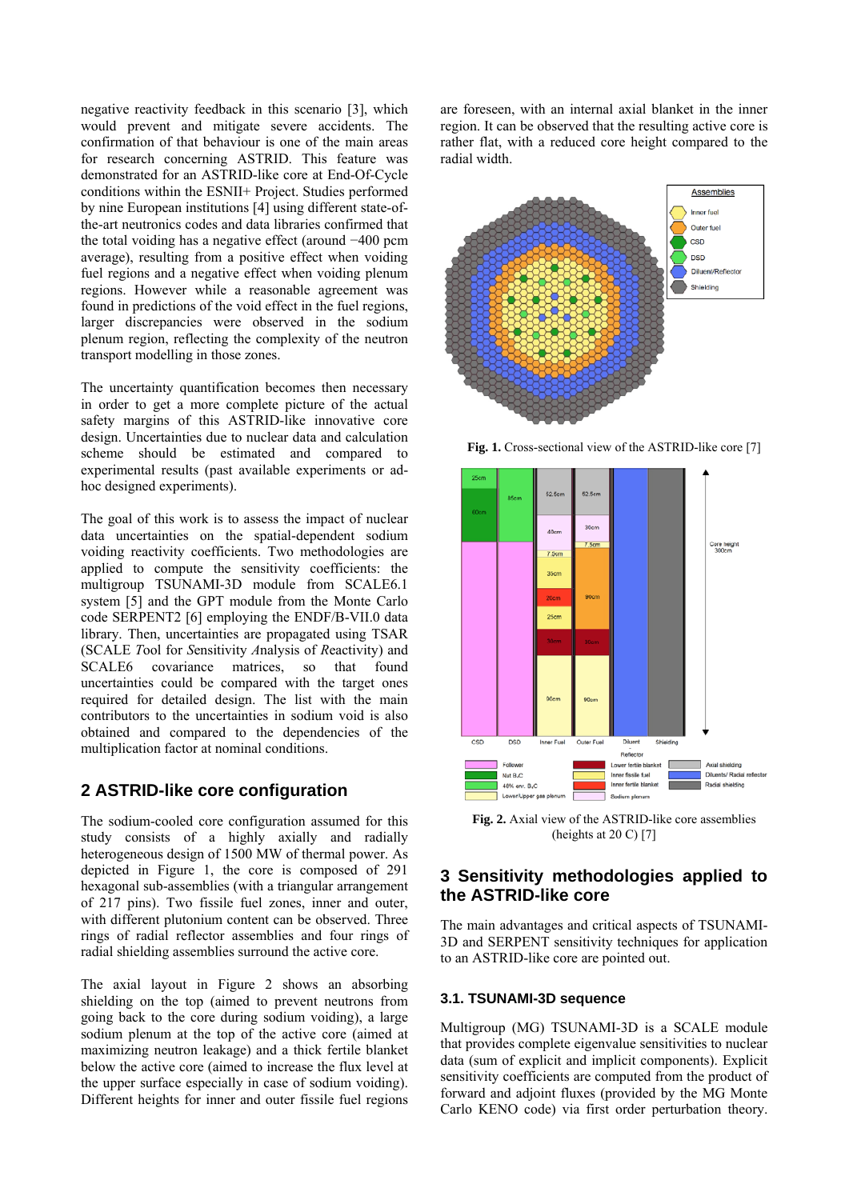negative reactivity feedback in this scenario [3], which would prevent and mitigate severe accidents. The confirmation of that behaviour is one of the main areas for research concerning ASTRID. This feature was demonstrated for an ASTRID-like core at End-Of-Cycle conditions within the ESNII+ Project. Studies performed by nine European institutions [4] using different state-of-the-art neutronics codes and data libraries confirmed that the total voiding has a negative effect (around −400 pcm average), resulting from a positive effect when voiding fuel regions and a negative effect when voiding plenum regions. However while a reasonable agreement was found in predictions of the void effect in the fuel regions, larger discrepancies were observed in the sodium plenum region, reflecting the complexity of the neutron transport modelling in those zones.

The uncertainty quantification becomes then necessary in order to get a more complete picture of the actual safety margins of this ASTRID-like innovative core design. Uncertainties due to nuclear data and calculation scheme should be estimated and compared to experimental results (past available experiments or ad-hoc designed experiments).

The goal of this work is to assess the impact of nuclear data uncertainties on the spatial-dependent sodium voiding reactivity coefficients. Two methodologies are applied to compute the sensitivity coefficients: the multigroup TSUNAMI-3D module from SCALE6.1 system [5] and the GPT module from the Monte Carlo code SERPENT2 [6] employing the ENDF/B-VII.0 data library. Then, uncertainties are propagated using TSAR (SCALE *T*ool for *S*ensitivity *A*nalysis of *R*eactivity) and SCALE6 covariance matrices, so that found uncertainties could be compared with the target ones required for detailed design. The list with the main contributors to the uncertainties in sodium void is also obtained and compared to the dependencies of the multiplication factor at nominal conditions.

## 2 ASTRID-like core configuration

The sodium-cooled core configuration assumed for this study consists of a highly axially and radially heterogeneous design of 1500 MW of thermal power. As depicted in Figure 1, the core is composed of 291 hexagonal sub-assemblies (with a triangular arrangement of 217 pins). Two fissile fuel zones, inner and outer, with different plutonium content can be observed. Three rings of radial reflector assemblies and four rings of radial shielding assemblies surround the active core.

The axial layout in Figure 2 shows an absorbing shielding on the top (aimed to prevent neutrons from going back to the core during sodium voiding), a large sodium plenum at the top of the active core (aimed at maximizing neutron leakage) and a thick fertile blanket below the active core (aimed to increase the flux level at the upper surface especially in case of sodium voiding). Different heights for inner and outer fissile fuel regions are foreseen, with an internal axial blanket in the inner region. It can be observed that the resulting active core is rather flat, with a reduced core height compared to the radial width.

**Fig. 1.** Cross-sectional view of the ASTRID-like core [7]

**Fig. 2.** Axial view of the ASTRID-like core assemblies (heights at 20 C) [7]

## 3 Sensitivity methodologies applied to the ASTRID-like core

The main advantages and critical aspects of TSUNAMI-3D and SERPENT sensitivity techniques for application to an ASTRID-like core are pointed out.

### 3.1. TSUNAMI-3D sequence

Multigroup (MG) TSUNAMI-3D is a SCALE module that provides complete eigenvalue sensitivities to nuclear data (sum of explicit and implicit components). Explicit sensitivity coefficients are computed from the product of forward and adjoint fluxes (provided by the MG Monte Carlo KENO code) via first order perturbation theory.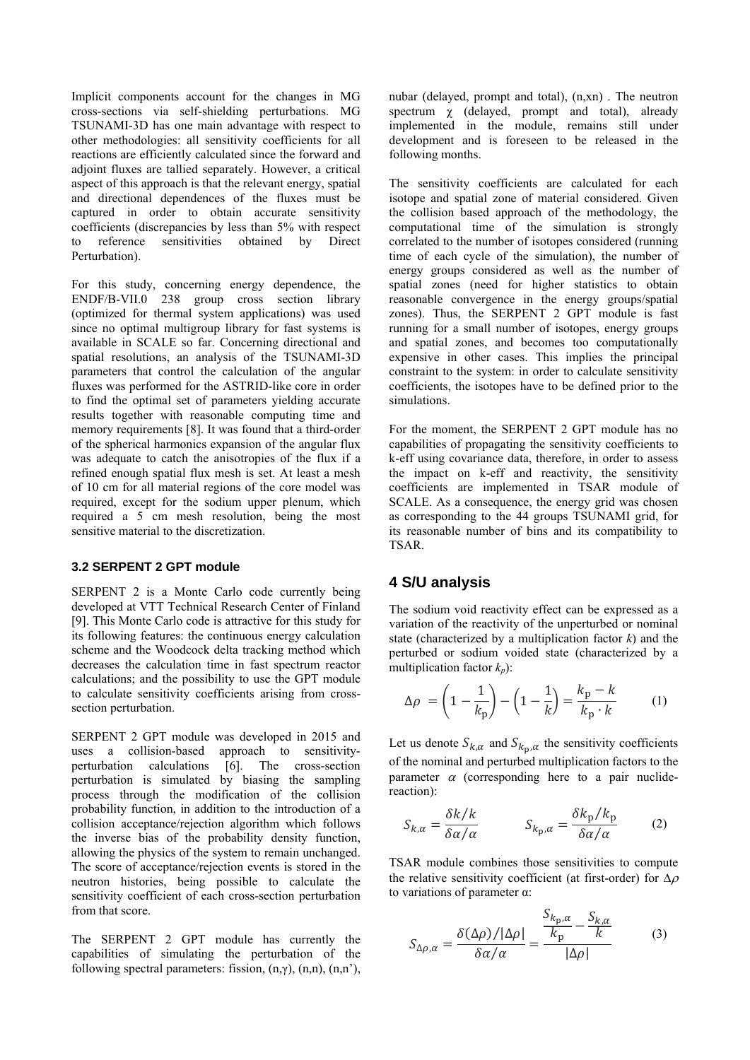Implicit components account for the changes in MG cross-sections via self-shielding perturbations. MG TSUNAMI-3D has one main advantage with respect to other methodologies: all sensitivity coefficients for all reactions are efficiently calculated since the forward and adjoint fluxes are tallied separately. However, a critical aspect of this approach is that the relevant energy, spatial and directional dependences of the fluxes must be captured in order to obtain accurate sensitivity coefficients (discrepancies by less than 5% with respect to reference sensitivities obtained by Direct Perturbation).

For this study, concerning energy dependence, the ENDF/B-VII.0 238 group cross section library (optimized for thermal system applications) was used since no optimal multigroup library for fast systems is available in SCALE so far. Concerning directional and spatial resolutions, an analysis of the TSUNAMI-3D parameters that control the calculation of the angular fluxes was performed for the ASTRID-like core in order to find the optimal set of parameters yielding accurate results together with reasonable computing time and memory requirements [8]. It was found that a third-order of the spherical harmonics expansion of the angular flux was adequate to catch the anisotropies of the flux if a refined enough spatial flux mesh is set. At least a mesh of 10 cm for all material regions of the core model was required, except for the sodium upper plenum, which required a 5 cm mesh resolution, being the most sensitive material to the discretization.

### 3.2 SERPENT 2 GPT module

SERPENT 2 is a Monte Carlo code currently being developed at VTT Technical Research Center of Finland [9]. This Monte Carlo code is attractive for this study for its following features: the continuous energy calculation scheme and the Woodcock delta tracking method which decreases the calculation time in fast spectrum reactor calculations; and the possibility to use the GPT module to calculate sensitivity coefficients arising from cross-section perturbation.

SERPENT 2 GPT module was developed in 2015 and uses a collision-based approach to sensitivity-perturbation calculations [6]. The cross-section perturbation is simulated by biasing the sampling process through the modification of the collision probability function, in addition to the introduction of a collision acceptance/rejection algorithm which follows the inverse bias of the probability density function, allowing the physics of the system to remain unchanged. The score of acceptance/rejection events is stored in the neutron histories, being possible to calculate the sensitivity coefficient of each cross-section perturbation from that score.

The SERPENT 2 GPT module has currently the capabilities of simulating the perturbation of the following spectral parameters: fission, (n,γ), (n,n), (n,n'), nubar (delayed, prompt and total), (n,xn) . The neutron spectrum χ (delayed, prompt and total), already implemented in the module, remains still under development and is foreseen to be released in the following months.

The sensitivity coefficients are calculated for each isotope and spatial zone of material considered. Given the collision based approach of the methodology, the computational time of the simulation is strongly correlated to the number of isotopes considered (running time of each cycle of the simulation), the number of energy groups considered as well as the number of spatial zones (need for higher statistics to obtain reasonable convergence in the energy groups/spatial zones). Thus, the SERPENT 2 GPT module is fast running for a small number of isotopes, energy groups and spatial zones, and becomes too computationally expensive in other cases. This implies the principal constraint to the system: in order to calculate sensitivity coefficients, the isotopes have to be defined prior to the simulations.

For the moment, the SERPENT 2 GPT module has no capabilities of propagating the sensitivity coefficients to k-eff using covariance data, therefore, in order to assess the impact on k-eff and reactivity, the sensitivity coefficients are implemented in TSAR module of SCALE. As a consequence, the energy grid was chosen as corresponding to the 44 groups TSUNAMI grid, for its reasonable number of bins and its compatibility to TSAR.

## 4 S/U analysis

The sodium void reactivity effect can be expressed as a variation of the reactivity of the unperturbed or nominal state (characterized by a multiplication factor *k*) and the perturbed or sodium voided state (characterized by a multiplication factor $k_p$):

$$\Delta\rho = \left(1 - \frac{1}{k_{\mathrm{p}}}\right) - \left(1 - \frac{1}{k}\right) = \frac{k_{\mathrm{p}} - k}{k_{\mathrm{p}} \cdot k} \qquad (1)$$

Let us denote $S_{k,\alpha}$ and $S_{k_{\mathrm{p}},\alpha}$ the sensitivity coefficients of the nominal and perturbed multiplication factors to the parameter $\alpha$ (corresponding here to a pair nuclide-reaction):

$$S_{k,\alpha} = \frac{\delta k/k}{\delta\alpha/\alpha} \qquad S_{k_{\mathrm{p}},\alpha} = \frac{\delta k_{\mathrm{p}}/k_{\mathrm{p}}}{\delta\alpha/\alpha} \qquad (2)$$

TSAR module combines those sensitivities to compute the relative sensitivity coefficient (at first-order) for $\Delta\rho$ to variations of parameter α:

$$S_{\Delta\rho,\alpha} = \frac{\delta(\Delta\rho)/|\Delta\rho|}{\delta\alpha/\alpha} = \frac{\dfrac{S_{k_{\mathrm{p}},\alpha}}{k_{\mathrm{p}}} - \dfrac{S_{k,\alpha}}{k}}{|\Delta\rho|} \qquad (3)$$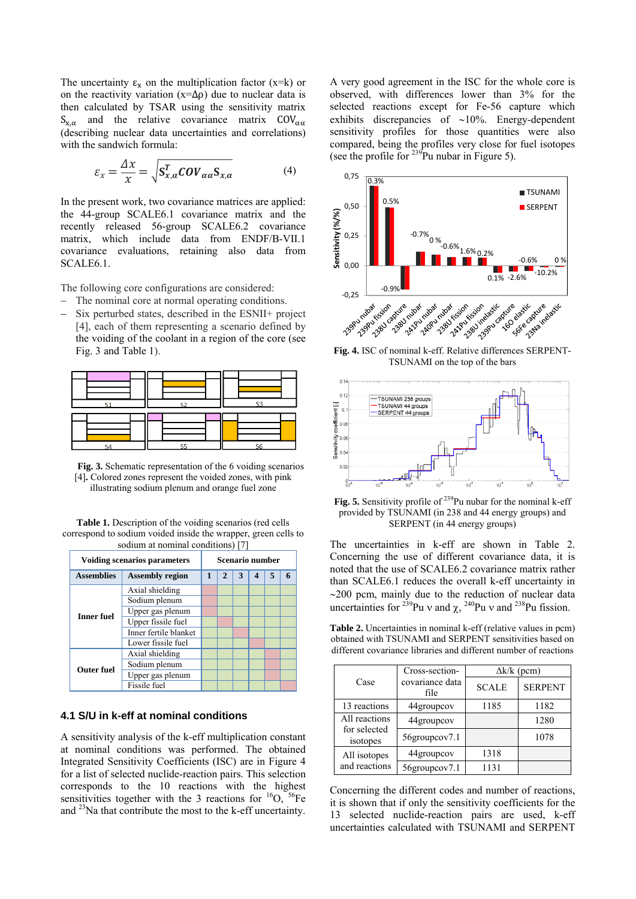The uncertainty $\varepsilon_x$ on the multiplication factor (x=k) or on the reactivity variation (x=Δρ) due to nuclear data is then calculated by TSAR using the sensitivity matrix $S_{x,\alpha}$ and the relative covariance matrix $COV_{\alpha\alpha}$ (describing nuclear data uncertainties and correlations) with the sandwich formula:

$$\varepsilon_x = \frac{\Delta x}{x} = \sqrt{S_{x,\alpha}^T COV_{\alpha\alpha} S_{x,\alpha}} \quad (4)$$

In the present work, two covariance matrices are applied: the 44-group SCALE6.1 covariance matrix and the recently released 56-group SCALE6.2 covariance matrix, which include data from ENDF/B-VII.1 covariance evaluations, retaining also data from SCALE6.1.

The following core configurations are considered:

- The nominal core at normal operating conditions.
- Six perturbed states, described in the ESNII+ project [4], each of them representing a scenario defined by the voiding of the coolant in a region of the core (see Fig. 3 and Table 1).

**Fig. 3.** Schematic representation of the 6 voiding scenarios [4]. Colored zones represent the voided zones, with pink illustrating sodium plenum and orange fuel zone

**Table 1.** Description of the voiding scenarios (red cells correspond to sodium voided inside the wrapper, green cells to sodium at nominal conditions) [7]

| Voiding scenarios parameters | | Scenario number | | | | | |
|---|---|---|---|---|---|---|---|
| Assemblies | Assembly region | 1 | 2 | 3 | 4 | 5 | 6 |
| Inner fuel | Axial shielding | red | green | green | green | green | green |
| | Sodium plenum | red | green | green | green | green | green |
| | Upper gas plenum | red | green | green | green | green | green |
| | Upper fissile fuel | green | red | green | green | green | green |
| | Inner fertile blanket | green | green | red | green | green | green |
| | Lower fissile fuel | green | green | green | red | green | green |
| Outer fuel | Axial shielding | green | green | green | green | red | green |
| | Sodium plenum | green | green | green | green | red | green |
| | Upper gas plenum | green | green | green | green | red | green |
| | Fissile fuel | green | green | green | green | green | red |

## 4.1 S/U in k-eff at nominal conditions

A sensitivity analysis of the k-eff multiplication constant at nominal conditions was performed. The obtained Integrated Sensitivity Coefficients (ISC) are in Figure 4 for a list of selected nuclide-reaction pairs. This selection corresponds to the 10 reactions with the highest sensitivities together with the 3 reactions for $^{16}$O, $^{56}$Fe and $^{23}$Na that contribute the most to the k-eff uncertainty.

A very good agreement in the ISC for the whole core is observed, with differences lower than 3% for the selected reactions except for Fe-56 capture which exhibits discrepancies of ~10%. Energy-dependent sensitivity profiles for those quantities were also compared, being the profiles very close for fuel isotopes (see the profile for $^{239}$Pu nubar in Figure 5).

**Fig. 4.** ISC of nominal k-eff. Relative differences SERPENT-TSUNAMI on the top of the bars

**Fig. 5.** Sensitivity profile of $^{239}$Pu nubar for the nominal k-eff provided by TSUNAMI (in 238 and 44 energy groups) and SERPENT (in 44 energy groups)

The uncertainties in k-eff are shown in Table 2. Concerning the use of different covariance data, it is noted that the use of SCALE6.2 covariance matrix rather than SCALE6.1 reduces the overall k-eff uncertainty in ~200 pcm, mainly due to the reduction of nuclear data uncertainties for $^{239}$Pu ν and χ, $^{240}$Pu ν and $^{238}$Pu fission.

**Table 2.** Uncertainties in nominal k-eff (relative values in pcm) obtained with TSUNAMI and SERPENT sensitivities based on different covariance libraries and different number of reactions

| Case | Cross-section-covariance data file | Δk/k (pcm) SCALE | Δk/k (pcm) SERPENT |
|---|---|---|---|
| 13 reactions | 44groupcov | 1185 | 1182 |
| All reactions for selected isotopes | 44groupcov | | 1280 |
| | 56groupcov7.1 | | 1078 |
| All isotopes and reactions | 44groupcov | 1318 | |
| | 56groupcov7.1 | 1131 | |

Concerning the different codes and number of reactions, it is shown that if only the sensitivity coefficients for the 13 selected nuclide-reaction pairs are used, k-eff uncertainties calculated with TSUNAMI and SERPENT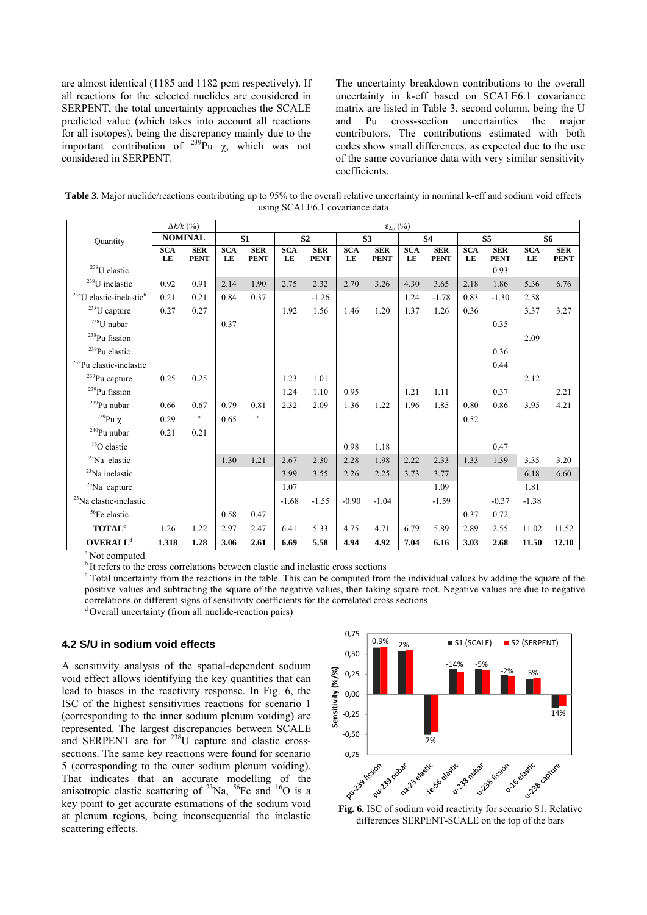are almost identical (1185 and 1182 pcm respectively). If all reactions for the selected nuclides are considered in SERPENT, the total uncertainty approaches the SCALE predicted value (which takes into account all reactions for all isotopes), being the discrepancy mainly due to the important contribution of $^{239}$Pu $\chi$, which was not considered in SERPENT.

The uncertainty breakdown contributions to the overall uncertainty in k-eff based on SCALE6.1 covariance matrix are listed in Table 3, second column, being the U and Pu cross-section uncertainties the major contributors. The contributions estimated with both codes show small differences, as expected due to the use of the same covariance data with very similar sensitivity coefficients.

**Table 3.** Major nuclide/reactions contributing up to 95% to the overall relative uncertainty in nominal k-eff and sodium void effects using SCALE6.1 covariance data

| Quantity | $\Delta k/k$ (%) | | $\varepsilon_{\Delta\rho}$ (%) | | | | | | | | | | | |
|---|---|---|---|---|---|---|---|---|---|---|---|---|---|---|
| | **NOMINAL** | | **S1** | | **S2** | | **S3** | | **S4** | | **S5** | | **S6** | |
| | **SCALE** | **SERPENT** | **SCALE** | **SERPENT** | **SCALE** | **SERPENT** | **SCALE** | **SERPENT** | **SCALE** | **SERPENT** | **SCALE** | **SERPENT** | **SCALE** | **SERPENT** |
| $^{238}$U elastic | | | | | | | | | | | | 0.93 | | |
| $^{238}$U inelastic | 0.92 | 0.91 | 2.14 | 1.90 | 2.75 | 2.32 | 2.70 | 3.26 | 4.30 | 3.65 | 2.18 | 1.86 | 5.36 | 6.76 |
| $^{238}$U elastic-inelastic[b] | 0.21 | 0.21 | 0.84 | 0.37 | | -1.26 | | | 1.24 | -1.78 | 0.83 | -1.30 | 2.58 | |
| $^{238}$U capture | 0.27 | 0.27 | | | 1.92 | 1.56 | 1.46 | 1.20 | 1.37 | 1.26 | 0.36 | | 3.37 | 3.27 |
| $^{238}$U nubar | | | 0.37 | | | | | | | | | 0.35 | | |
| $^{238}$Pu fission | | | | | | | | | | | | | 2.09 | |
| $^{239}$Pu elastic | | | | | | | | | | | | 0.36 | | |
| $^{239}$Pu elastic-inelastic | | | | | | | | | | | | 0.44 | | |
| $^{239}$Pu capture | 0.25 | 0.25 | | | 1.23 | 1.01 | | | | | | | 2.12 | |
| $^{239}$Pu fission | | | | | 1.24 | 1.10 | 0.95 | | 1.21 | 1.11 | | 0.37 | | 2.21 |
| $^{239}$Pu nubar | 0.66 | 0.67 | 0.79 | 0.81 | 2.32 | 2.09 | 1.36 | 1.22 | 1.96 | 1.85 | 0.80 | 0.86 | 3.95 | 4.21 |
| $^{239}$Pu $\chi$ | 0.29 | [a] | 0.65 | [a] | | | | | | | 0.52 | | | |
| $^{240}$Pu nubar | 0.21 | 0.21 | | | | | | | | | | | | |
| $^{16}$O elastic | | | | | | | 0.98 | 1.18 | | | | 0.47 | | |
| $^{23}$Na elastic | | | 1.30 | 1.21 | 2.67 | 2.30 | 2.28 | 1.98 | 2.22 | 2.33 | 1.33 | 1.39 | 3.35 | 3.20 |
| $^{23}$Na inelastic | | | | | 3.99 | 3.55 | 2.26 | 2.25 | 3.73 | 3.77 | | | 6.18 | 6.60 |
| $^{23}$Na capture | | | | | 1.07 | | | | | 1.09 | | | 1.81 | |
| $^{23}$Na elastic-inelastic | | | | | -1.68 | -1.55 | -0.90 | -1.04 | | -1.59 | | -0.37 | -1.38 | |
| $^{56}$Fe elastic | | | 0.58 | 0.47 | | | | | | | 0.37 | 0.72 | | |
| **TOTAL**[c] | 1.26 | 1.22 | 2.97 | 2.47 | 6.41 | 5.33 | 4.75 | 4.71 | 6.79 | 5.89 | 2.89 | 2.55 | 11.02 | 11.52 |
| **OVERALL**[d] | **1.318** | **1.28** | **3.06** | **2.61** | **6.69** | **5.58** | **4.94** | **4.92** | **7.04** | **6.16** | **3.03** | **2.68** | **11.50** | **12.10** |

[a] Not computed
[b] It refers to the cross correlations between elastic and inelastic cross sections
[c] Total uncertainty from the reactions in the table. This can be computed from the individual values by adding the square of the positive values and subtracting the square of the negative values, then taking square root. Negative values are due to negative correlations or different signs of sensitivity coefficients for the correlated cross sections
[d] Overall uncertainty (from all nuclide-reaction pairs)

## 4.2 S/U in sodium void effects

A sensitivity analysis of the spatial-dependent sodium void effect allows identifying the key quantities that can lead to biases in the reactivity response. In Fig. 6, the ISC of the highest sensitivities reactions for scenario 1 (corresponding to the inner sodium plenum voiding) are represented. The largest discrepancies between SCALE and SERPENT are for $^{238}$U capture and elastic cross-sections. The same key reactions were found for scenario 5 (corresponding to the outer sodium plenum voiding). That indicates that an accurate modelling of the anisotropic elastic scattering of $^{23}$Na, $^{56}$Fe and $^{16}$O is a key point to get accurate estimations of the sodium void at plenum regions, being inconsequential the inelastic scattering effects.

**Fig. 6.** ISC of sodium void reactivity for scenario S1. Relative differences SERPENT-SCALE on the top of the bars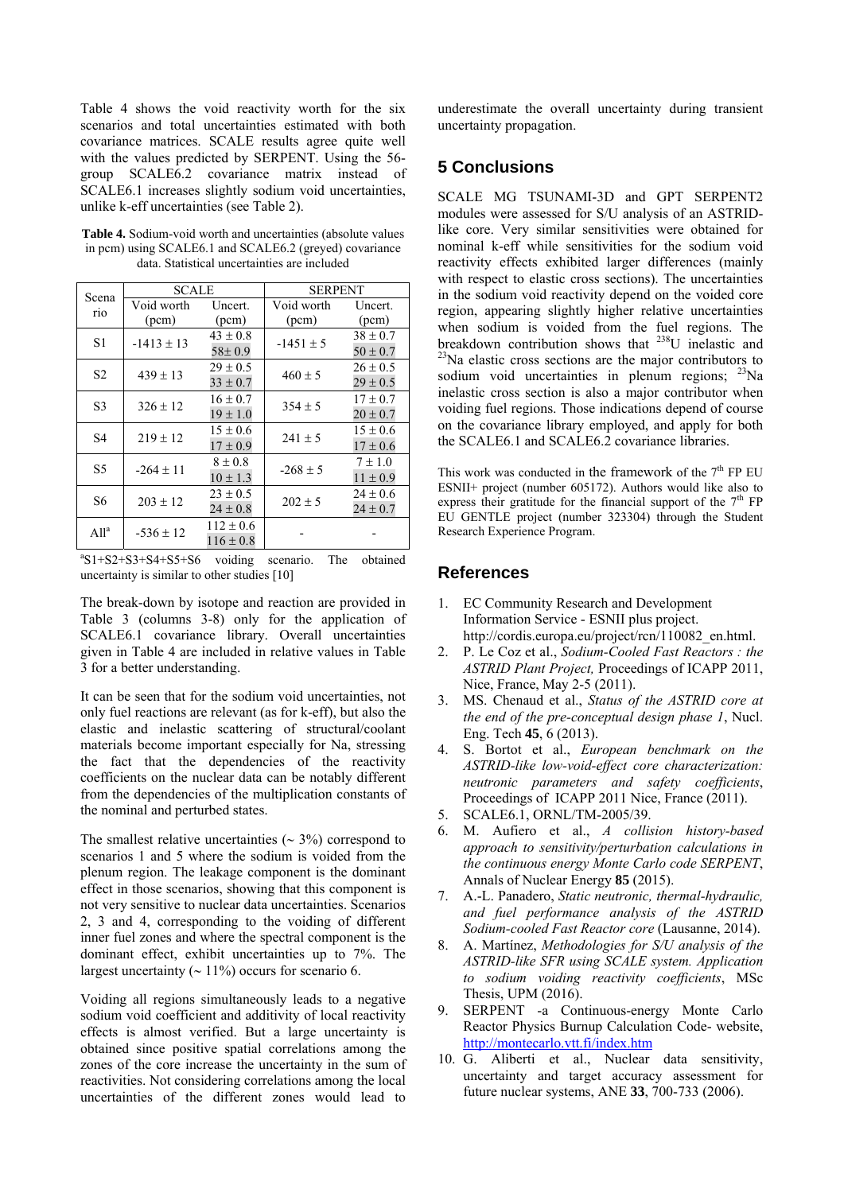Table 4 shows the void reactivity worth for the six scenarios and total uncertainties estimated with both covariance matrices. SCALE results agree quite well with the values predicted by SERPENT. Using the 56-group SCALE6.2 covariance matrix instead of SCALE6.1 increases slightly sodium void uncertainties, unlike k-eff uncertainties (see Table 2).

**Table 4.** Sodium-void worth and uncertainties (absolute values in pcm) using SCALE6.1 and SCALE6.2 (greyed) covariance data. Statistical uncertainties are included

| Scenario | SCALE | | SERPENT | |
|---|---|---|---|---|
| | Void worth (pcm) | Uncert. (pcm) | Void worth (pcm) | Uncert. (pcm) |
| S1 | -1413 ± 13 | 43 ± 0.8<br>58± 0.9 | -1451 ± 5 | 38 ± 0.7<br>50 ± 0.7 |
| S2 | 439 ± 13 | 29 ± 0.5<br>33 ± 0.7 | 460 ± 5 | 26 ± 0.5<br>29 ± 0.5 |
| S3 | 326 ± 12 | 16 ± 0.7<br>19 ± 1.0 | 354 ± 5 | 17 ± 0.7<br>20 ± 0.7 |
| S4 | 219 ± 12 | 15 ± 0.6<br>17 ± 0.9 | 241 ± 5 | 15 ± 0.6<br>17 ± 0.6 |
| S5 | -264 ± 11 | 8 ± 0.8<br>10 ± 1.3 | -268 ± 5 | 7 ± 1.0<br>11 ± 0.9 |
| S6 | 203 ± 12 | 23 ± 0.5<br>24 ± 0.8 | 202 ± 5 | 24 ± 0.6<br>24 ± 0.7 |
| All[a] | -536 ± 12 | 112 ± 0.6<br>116 ± 0.8 | - | - |

[a]S1+S2+S3+S4+S5+S6 voiding scenario. The obtained uncertainty is similar to other studies [10]

The break-down by isotope and reaction are provided in Table 3 (columns 3-8) only for the application of SCALE6.1 covariance library. Overall uncertainties given in Table 4 are included in relative values in Table 3 for a better understanding.

It can be seen that for the sodium void uncertainties, not only fuel reactions are relevant (as for k-eff), but also the elastic and inelastic scattering of structural/coolant materials become important especially for Na, stressing the fact that the dependencies of the reactivity coefficients on the nuclear data can be notably different from the dependencies of the multiplication constants of the nominal and perturbed states.

The smallest relative uncertainties (~ 3%) correspond to scenarios 1 and 5 where the sodium is voided from the plenum region. The leakage component is the dominant effect in those scenarios, showing that this component is not very sensitive to nuclear data uncertainties. Scenarios 2, 3 and 4, corresponding to the voiding of different inner fuel zones and where the spectral component is the dominant effect, exhibit uncertainties up to 7%. The largest uncertainty (~ 11%) occurs for scenario 6.

Voiding all regions simultaneously leads to a negative sodium void coefficient and additivity of local reactivity effects is almost verified. But a large uncertainty is obtained since positive spatial correlations among the zones of the core increase the uncertainty in the sum of reactivities. Not considering correlations among the local uncertainties of the different zones would lead to underestimate the overall uncertainty during transient uncertainty propagation.

## 5 Conclusions

SCALE MG TSUNAMI-3D and GPT SERPENT2 modules were assessed for S/U analysis of an ASTRID-like core. Very similar sensitivities were obtained for nominal k-eff while sensitivities for the sodium void reactivity effects exhibited larger differences (mainly with respect to elastic cross sections). The uncertainties in the sodium void reactivity depend on the voided core region, appearing slightly higher relative uncertainties when sodium is voided from the fuel regions. The breakdown contribution shows that $^{238}U$ inelastic and $^{23}Na$ elastic cross sections are the major contributors to sodium void uncertainties in plenum regions; $^{23}Na$ inelastic cross section is also a major contributor when voiding fuel regions. Those indications depend of course on the covariance library employed, and apply for both the SCALE6.1 and SCALE6.2 covariance libraries.

This work was conducted in the framework of the 7th FP EU ESNII+ project (number 605172). Authors would like also to express their gratitude for the financial support of the 7th FP EU GENTLE project (number 323304) through the Student Research Experience Program.

## References

1. EC Community Research and Development Information Service - ESNII plus project. http://cordis.europa.eu/project/rcn/110082_en.html.
2. P. Le Coz et al., *Sodium-Cooled Fast Reactors : the ASTRID Plant Project,* Proceedings of ICAPP 2011, Nice, France, May 2-5 (2011).
3. MS. Chenaud et al., *Status of the ASTRID core at the end of the pre-conceptual design phase 1*, Nucl. Eng. Tech **45**, 6 (2013).
4. S. Bortot et al., *European benchmark on the ASTRID-like low-void-effect core characterization: neutronic parameters and safety coefficients*, Proceedings of ICAPP 2011 Nice, France (2011).
5. SCALE6.1, ORNL/TM-2005/39.
6. M. Aufiero et al., *A collision history-based approach to sensitivity/perturbation calculations in the continuous energy Monte Carlo code SERPENT*, Annals of Nuclear Energy **85** (2015).
7. A.-L. Panadero, *Static neutronic, thermal-hydraulic, and fuel performance analysis of the ASTRID Sodium-cooled Fast Reactor core* (Lausanne, 2014).
8. A. Martínez, *Methodologies for S/U analysis of the ASTRID-like SFR using SCALE system. Application to sodium voiding reactivity coefficients*, MSc Thesis, UPM (2016).
9. SERPENT -a Continuous-energy Monte Carlo Reactor Physics Burnup Calculation Code- website, http://montecarlo.vtt.fi/index.htm
10. G. Aliberti et al., Nuclear data sensitivity, uncertainty and target accuracy assessment for future nuclear systems, ANE **33**, 700-733 (2006).